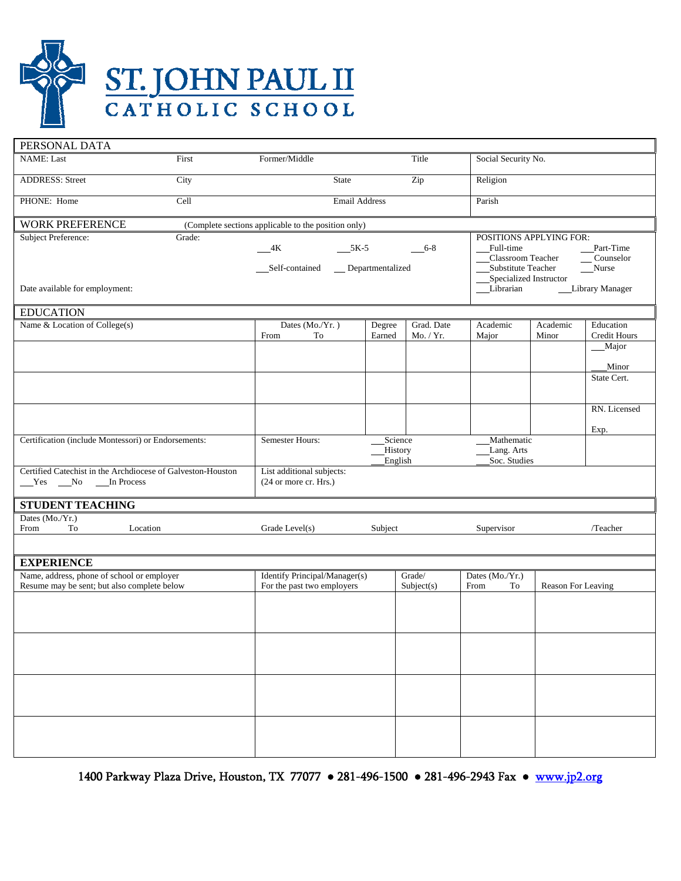# ST. JOHN PAUL II
## CATHOLIC SCHOOL

## PERSONAL DATA

| NAME: Last | First | Former/Middle | Title | Social Security No. |
|---|---|---|---|---|
| ADDRESS: Street | City | State | Zip | Religion |
| PHONE: Home | Cell | Email Address | | Parish |

## WORK PREFERENCE

(Complete sections applicable to the position only)

Subject Preference: Grade:

___4K ___5K-5 ___6-8

___Self-contained ___ Departmentalized

Date available for employment:

POSITIONS APPLYING FOR:

___Full-time ___Part-Time
___Classroom Teacher ___ Counselor
___Substitute Teacher ___Nurse
___Specialized Instructor
___Librarian ___Library Manager

## EDUCATION

| Name & Location of College(s) | Dates (Mo./Yr.) From To | Degree Earned | Grad. Date Mo. / Yr. | Academic Major | Academic Minor | Education Credit Hours |
|---|---|---|---|---|---|---|
| | | | | | | ___Major<br>___Minor |
| | | | | | | State Cert. |
| | | | | | | RN. Licensed<br>Exp. |

| Certification (include Montessori) or Endorsements: | Semester Hours: | ___Science<br>___History<br>___English | ___Mathematic<br>___Lang. Arts<br>___Soc. Studies | |
|---|---|---|---|---|
| Certified Catechist in the Archdiocese of Galveston-Houston<br>___Yes ___No ___In Process | List additional subjects:<br>(24 or more cr. Hrs.) | | | |

## STUDENT TEACHING

| Dates (Mo./Yr.) From To | Location | Grade Level(s) | Subject | Supervisor | /Teacher |
|---|---|---|---|---|---|
| | | | | | |

## EXPERIENCE

| Name, address, phone of school or employer<br>Resume may be sent; but also complete below | Identify Principal/Manager(s)<br>For the past two employers | Grade/<br>Subject(s) | Dates (Mo./Yr.)<br>From To | Reason For Leaving |
|---|---|---|---|---|
| | | | | |
| | | | | |
| | | | | |
| | | | | |

1400 Parkway Plaza Drive, Houston, TX 77077 • 281-496-1500 • 281-496-2943 Fax • www.jp2.org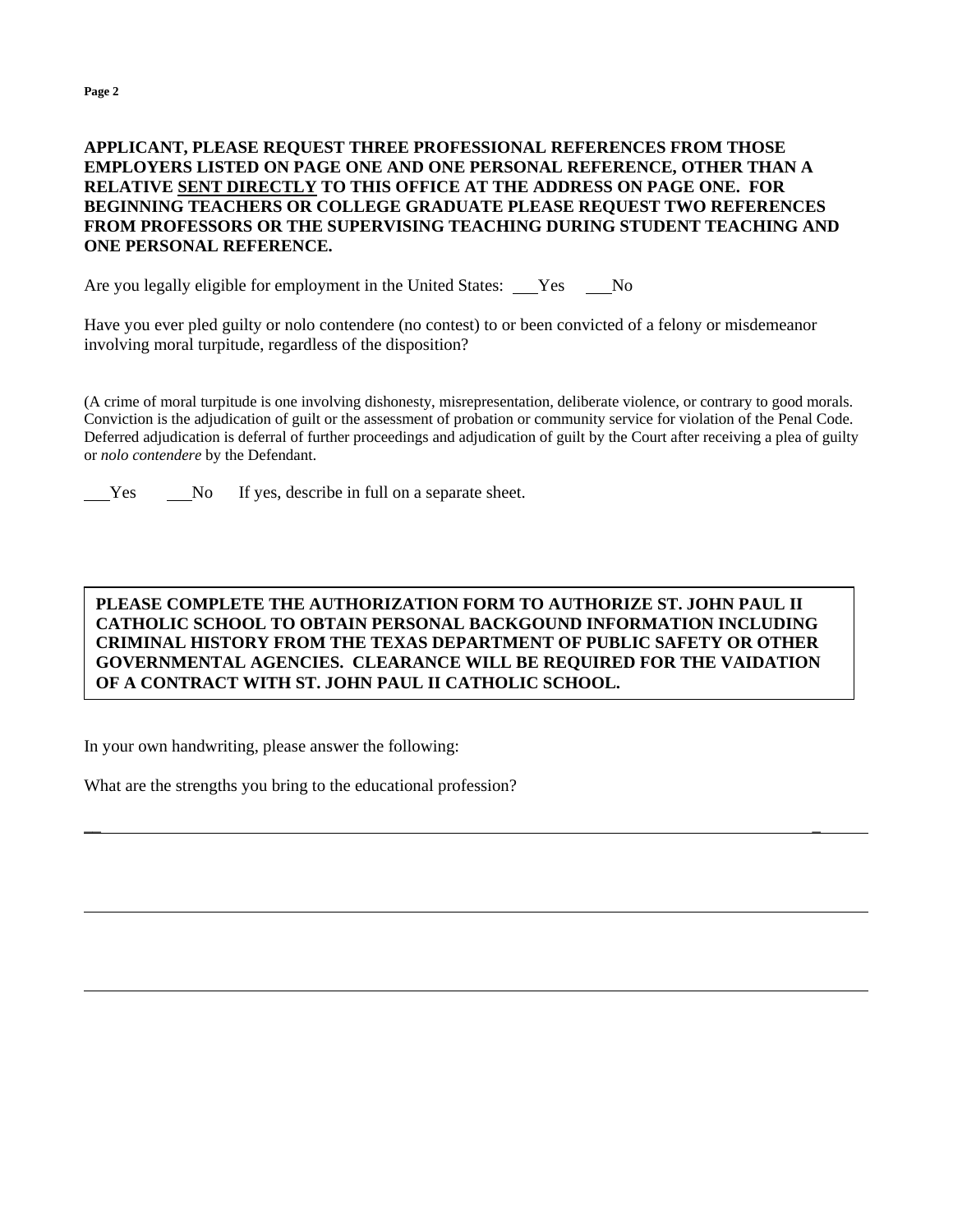**APPLICANT, PLEASE REQUEST THREE PROFESSIONAL REFERENCES FROM THOSE EMPLOYERS LISTED ON PAGE ONE AND ONE PERSONAL REFERENCE, OTHER THAN A RELATIVE <u>SENT DIRECTLY</u> TO THIS OFFICE AT THE ADDRESS ON PAGE ONE. FOR BEGINNING TEACHERS OR COLLEGE GRADUATE PLEASE REQUEST TWO REFERENCES FROM PROFESSORS OR THE SUPERVISING TEACHING DURING STUDENT TEACHING AND ONE PERSONAL REFERENCE.**

Are you legally eligible for employment in the United States: ___Yes ___No

Have you ever pled guilty or nolo contendere (no contest) to or been convicted of a felony or misdemeanor involving moral turpitude, regardless of the disposition?

(A crime of moral turpitude is one involving dishonesty, misrepresentation, deliberate violence, or contrary to good morals. Conviction is the adjudication of guilt or the assessment of probation or community service for violation of the Penal Code. Deferred adjudication is deferral of further proceedings and adjudication of guilt by the Court after receiving a plea of guilty or *nolo contendere* by the Defendant.

___Yes ___No If yes, describe in full on a separate sheet.

**PLEASE COMPLETE THE AUTHORIZATION FORM TO AUTHORIZE ST. JOHN PAUL II CATHOLIC SCHOOL TO OBTAIN PERSONAL BACKGOUND INFORMATION INCLUDING CRIMINAL HISTORY FROM THE TEXAS DEPARTMENT OF PUBLIC SAFETY OR OTHER GOVERNMENTAL AGENCIES. CLEARANCE WILL BE REQUIRED FOR THE VAIDATION OF A CONTRACT WITH ST. JOHN PAUL II CATHOLIC SCHOOL.**

In your own handwriting, please answer the following:

What are the strengths you bring to the educational profession?

______________________________________________________________________________

______________________________________________________________________________

______________________________________________________________________________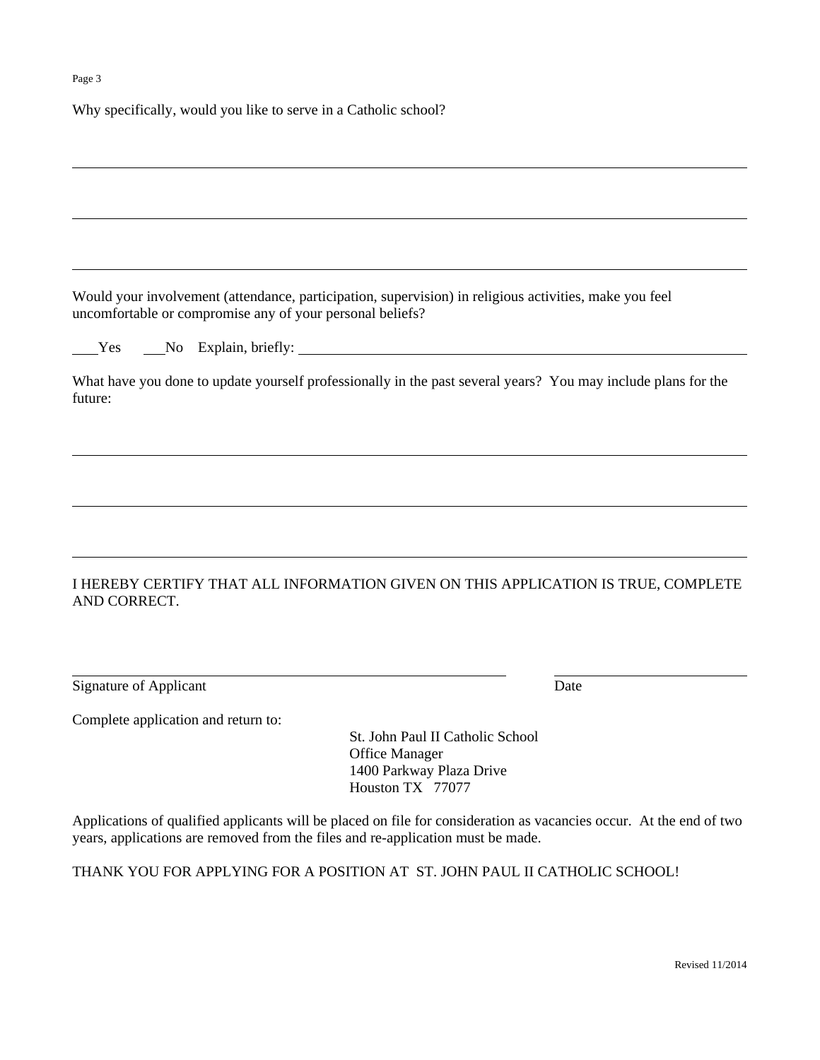Why specifically, would you like to serve in a Catholic school?

\_\_\_\_\_\_\_\_\_\_\_\_\_\_\_\_\_\_\_\_\_\_\_\_\_\_\_\_\_\_\_\_\_\_\_\_\_\_\_\_\_\_\_\_\_\_\_\_\_\_\_\_\_\_\_\_\_\_\_\_\_\_\_\_\_\_\_\_\_\_\_\_\_\_\_\_\_\_

\_\_\_\_\_\_\_\_\_\_\_\_\_\_\_\_\_\_\_\_\_\_\_\_\_\_\_\_\_\_\_\_\_\_\_\_\_\_\_\_\_\_\_\_\_\_\_\_\_\_\_\_\_\_\_\_\_\_\_\_\_\_\_\_\_\_\_\_\_\_\_\_\_\_\_\_\_\_

\_\_\_\_\_\_\_\_\_\_\_\_\_\_\_\_\_\_\_\_\_\_\_\_\_\_\_\_\_\_\_\_\_\_\_\_\_\_\_\_\_\_\_\_\_\_\_\_\_\_\_\_\_\_\_\_\_\_\_\_\_\_\_\_\_\_\_\_\_\_\_\_\_\_\_\_\_\_

Would your involvement (attendance, participation, supervision) in religious activities, make you feel uncomfortable or compromise any of your personal beliefs?

\_\_\_Yes \_\_\_No Explain, briefly: \_\_\_\_\_\_\_\_\_\_\_\_\_\_\_\_\_\_\_\_\_\_\_\_\_\_\_\_\_\_\_\_\_\_\_\_\_\_\_\_\_\_\_\_\_\_\_\_\_\_\_\_

What have you done to update yourself professionally in the past several years? You may include plans for the future:

\_\_\_\_\_\_\_\_\_\_\_\_\_\_\_\_\_\_\_\_\_\_\_\_\_\_\_\_\_\_\_\_\_\_\_\_\_\_\_\_\_\_\_\_\_\_\_\_\_\_\_\_\_\_\_\_\_\_\_\_\_\_\_\_\_\_\_\_\_\_\_\_\_\_\_\_\_\_

\_\_\_\_\_\_\_\_\_\_\_\_\_\_\_\_\_\_\_\_\_\_\_\_\_\_\_\_\_\_\_\_\_\_\_\_\_\_\_\_\_\_\_\_\_\_\_\_\_\_\_\_\_\_\_\_\_\_\_\_\_\_\_\_\_\_\_\_\_\_\_\_\_\_\_\_\_\_

\_\_\_\_\_\_\_\_\_\_\_\_\_\_\_\_\_\_\_\_\_\_\_\_\_\_\_\_\_\_\_\_\_\_\_\_\_\_\_\_\_\_\_\_\_\_\_\_\_\_\_\_\_\_\_\_\_\_\_\_\_\_\_\_\_\_\_\_\_\_\_\_\_\_\_\_\_\_

I HEREBY CERTIFY THAT ALL INFORMATION GIVEN ON THIS APPLICATION IS TRUE, COMPLETE AND CORRECT.

\_\_\_\_\_\_\_\_\_\_\_\_\_\_\_\_\_\_\_\_\_\_\_\_\_\_\_\_\_\_\_\_\_\_\_\_\_\_\_\_\_\_\_\_\_\_ \_\_\_\_\_\_\_\_\_\_\_\_\_\_\_\_\_\_\_\_\_\_

Signature of Applicant Date

Complete application and return to:

St. John Paul II Catholic School
Office Manager
1400 Parkway Plaza Drive
Houston TX 77077

Applications of qualified applicants will be placed on file for consideration as vacancies occur. At the end of two years, applications are removed from the files and re-application must be made.

THANK YOU FOR APPLYING FOR A POSITION AT ST. JOHN PAUL II CATHOLIC SCHOOL!

Revised 11/2014